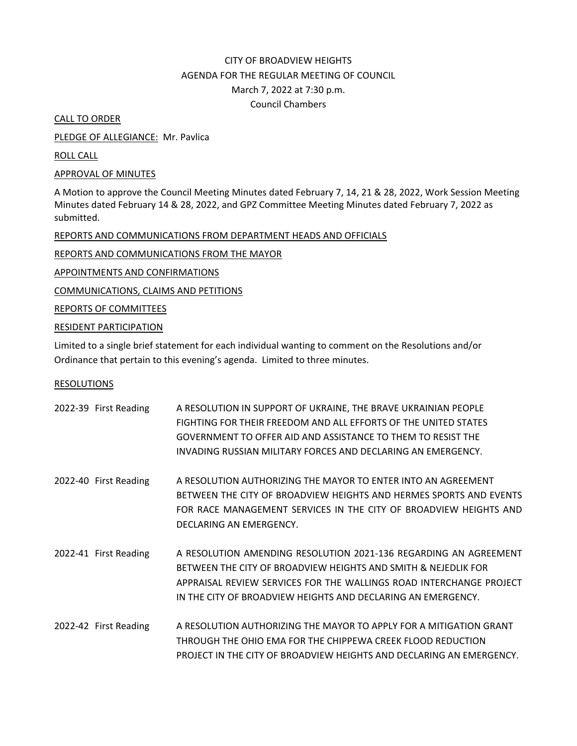# CITY OF BROADVIEW HEIGHTS
## AGENDA FOR THE REGULAR MEETING OF COUNCIL
### March 7, 2022 at 7:30 p.m.
### Council Chambers

CALL TO ORDER

PLEDGE OF ALLEGIANCE: Mr. Pavlica

ROLL CALL

APPROVAL OF MINUTES

A Motion to approve the Council Meeting Minutes dated February 7, 14, 21 & 28, 2022, Work Session Meeting Minutes dated February 14 & 28, 2022, and GPZ Committee Meeting Minutes dated February 7, 2022 as submitted.

REPORTS AND COMMUNICATIONS FROM DEPARTMENT HEADS AND OFFICIALS

REPORTS AND COMMUNICATIONS FROM THE MAYOR

APPOINTMENTS AND CONFIRMATIONS

COMMUNICATIONS, CLAIMS AND PETITIONS

REPORTS OF COMMITTEES

RESIDENT PARTICIPATION

Limited to a single brief statement for each individual wanting to comment on the Resolutions and/or Ordinance that pertain to this evening's agenda. Limited to three minutes.

RESOLUTIONS

2022-39 First Reading — A RESOLUTION IN SUPPORT OF UKRAINE, THE BRAVE UKRAINIAN PEOPLE FIGHTING FOR THEIR FREEDOM AND ALL EFFORTS OF THE UNITED STATES GOVERNMENT TO OFFER AID AND ASSISTANCE TO THEM TO RESIST THE INVADING RUSSIAN MILITARY FORCES AND DECLARING AN EMERGENCY.

2022-40 First Reading — A RESOLUTION AUTHORIZING THE MAYOR TO ENTER INTO AN AGREEMENT BETWEEN THE CITY OF BROADVIEW HEIGHTS AND HERMES SPORTS AND EVENTS FOR RACE MANAGEMENT SERVICES IN THE CITY OF BROADVIEW HEIGHTS AND DECLARING AN EMERGENCY.

2022-41 First Reading — A RESOLUTION AMENDING RESOLUTION 2021-136 REGARDING AN AGREEMENT BETWEEN THE CITY OF BROADVIEW HEIGHTS AND SMITH & NEJEDLIK FOR APPRAISAL REVIEW SERVICES FOR THE WALLINGS ROAD INTERCHANGE PROJECT IN THE CITY OF BROADVIEW HEIGHTS AND DECLARING AN EMERGENCY.

2022-42 First Reading — A RESOLUTION AUTHORIZING THE MAYOR TO APPLY FOR A MITIGATION GRANT THROUGH THE OHIO EMA FOR THE CHIPPEWA CREEK FLOOD REDUCTION PROJECT IN THE CITY OF BROADVIEW HEIGHTS AND DECLARING AN EMERGENCY.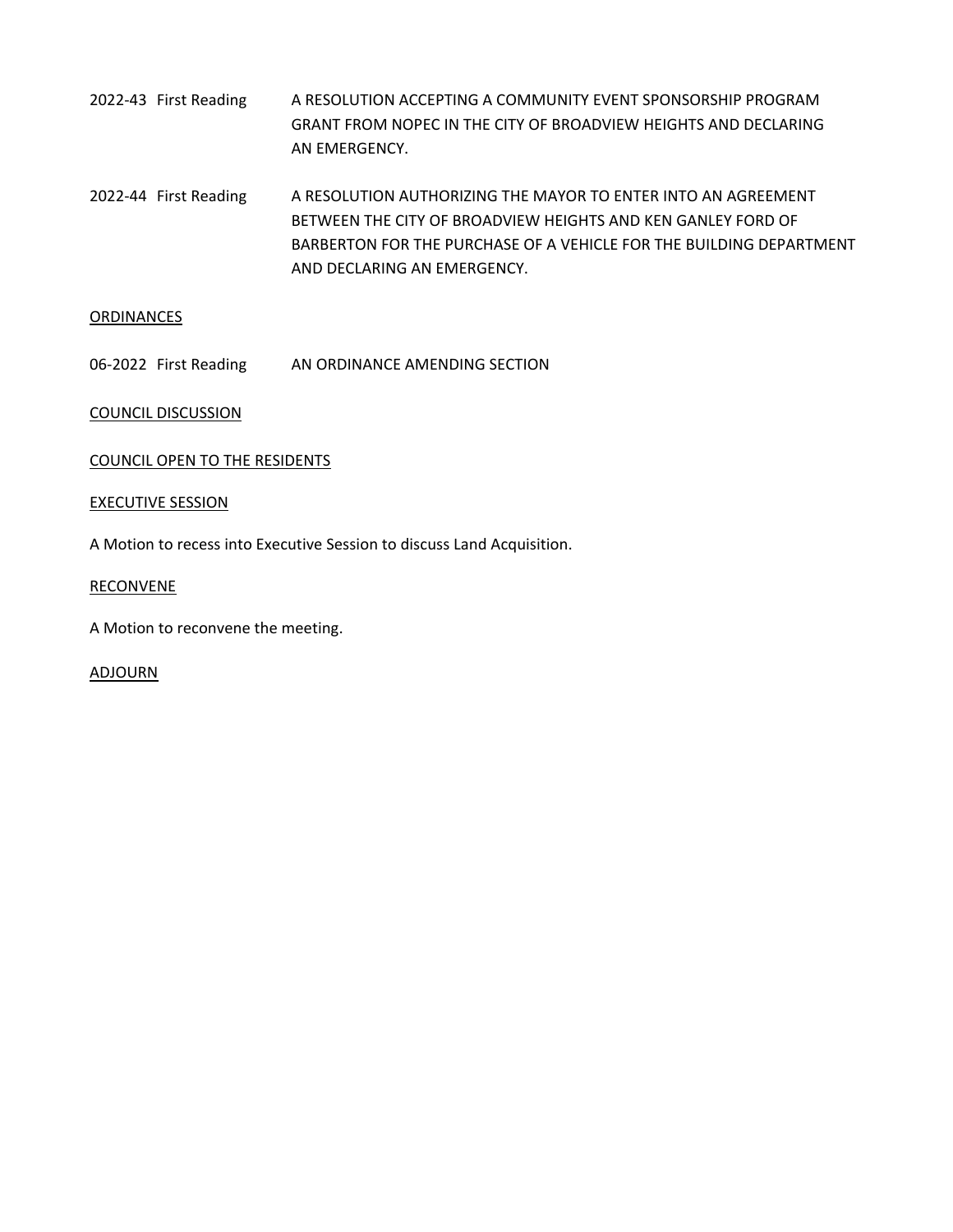2022-43 First Reading A RESOLUTION ACCEPTING A COMMUNITY EVENT SPONSORSHIP PROGRAM GRANT FROM NOPEC IN THE CITY OF BROADVIEW HEIGHTS AND DECLARING AN EMERGENCY.

2022-44 First Reading A RESOLUTION AUTHORIZING THE MAYOR TO ENTER INTO AN AGREEMENT BETWEEN THE CITY OF BROADVIEW HEIGHTS AND KEN GANLEY FORD OF BARBERTON FOR THE PURCHASE OF A VEHICLE FOR THE BUILDING DEPARTMENT AND DECLARING AN EMERGENCY.

ORDINANCES

06-2022 First Reading AN ORDINANCE AMENDING SECTION

COUNCIL DISCUSSION

COUNCIL OPEN TO THE RESIDENTS

EXECUTIVE SESSION

A Motion to recess into Executive Session to discuss Land Acquisition.

RECONVENE

A Motion to reconvene the meeting.

ADJOURN